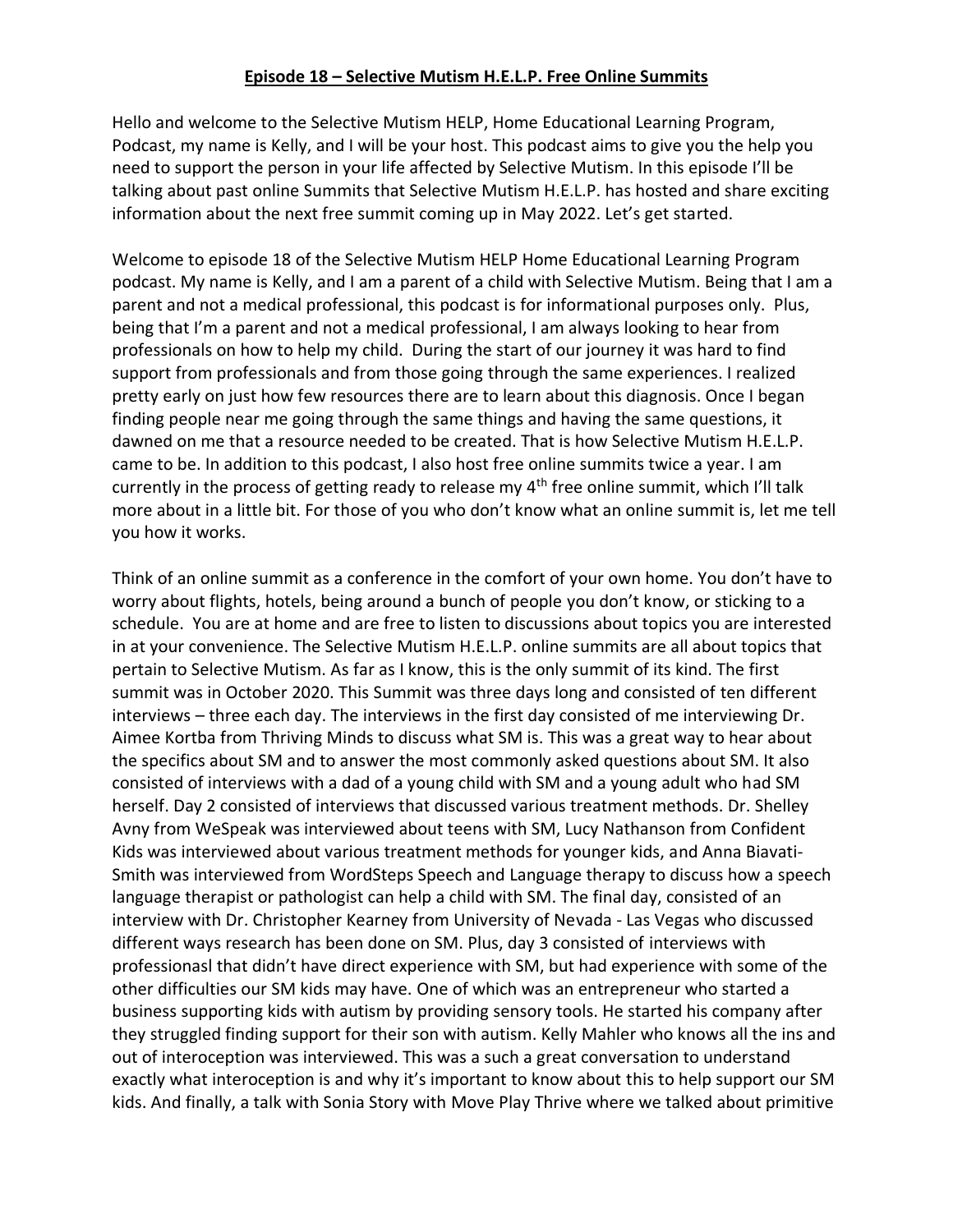**Episode 18 – Selective Mutism H.E.L.P. Free Online Summits**

Hello and welcome to the Selective Mutism HELP, Home Educational Learning Program, Podcast, my name is Kelly, and I will be your host. This podcast aims to give you the help you need to support the person in your life affected by Selective Mutism. In this episode I'll be talking about past online Summits that Selective Mutism H.E.L.P. has hosted and share exciting information about the next free summit coming up in May 2022. Let's get started.

Welcome to episode 18 of the Selective Mutism HELP Home Educational Learning Program podcast. My name is Kelly, and I am a parent of a child with Selective Mutism. Being that I am a parent and not a medical professional, this podcast is for informational purposes only. Plus, being that I'm a parent and not a medical professional, I am always looking to hear from professionals on how to help my child. During the start of our journey it was hard to find support from professionals and from those going through the same experiences. I realized pretty early on just how few resources there are to learn about this diagnosis. Once I began finding people near me going through the same things and having the same questions, it dawned on me that a resource needed to be created. That is how Selective Mutism H.E.L.P. came to be. In addition to this podcast, I also host free online summits twice a year. I am currently in the process of getting ready to release my 4th free online summit, which I'll talk more about in a little bit. For those of you who don't know what an online summit is, let me tell you how it works.

Think of an online summit as a conference in the comfort of your own home. You don't have to worry about flights, hotels, being around a bunch of people you don't know, or sticking to a schedule. You are at home and are free to listen to discussions about topics you are interested in at your convenience. The Selective Mutism H.E.L.P. online summits are all about topics that pertain to Selective Mutism. As far as I know, this is the only summit of its kind. The first summit was in October 2020. This Summit was three days long and consisted of ten different interviews – three each day. The interviews in the first day consisted of me interviewing Dr. Aimee Kortba from Thriving Minds to discuss what SM is. This was a great way to hear about the specifics about SM and to answer the most commonly asked questions about SM. It also consisted of interviews with a dad of a young child with SM and a young adult who had SM herself. Day 2 consisted of interviews that discussed various treatment methods. Dr. Shelley Avny from WeSpeak was interviewed about teens with SM, Lucy Nathanson from Confident Kids was interviewed about various treatment methods for younger kids, and Anna Biavati-Smith was interviewed from WordSteps Speech and Language therapy to discuss how a speech language therapist or pathologist can help a child with SM. The final day, consisted of an interview with Dr. Christopher Kearney from University of Nevada - Las Vegas who discussed different ways research has been done on SM. Plus, day 3 consisted of interviews with professionasl that didn't have direct experience with SM, but had experience with some of the other difficulties our SM kids may have. One of which was an entrepreneur who started a business supporting kids with autism by providing sensory tools. He started his company after they struggled finding support for their son with autism. Kelly Mahler who knows all the ins and out of interoception was interviewed. This was a such a great conversation to understand exactly what interoception is and why it's important to know about this to help support our SM kids. And finally, a talk with Sonia Story with Move Play Thrive where we talked about primitive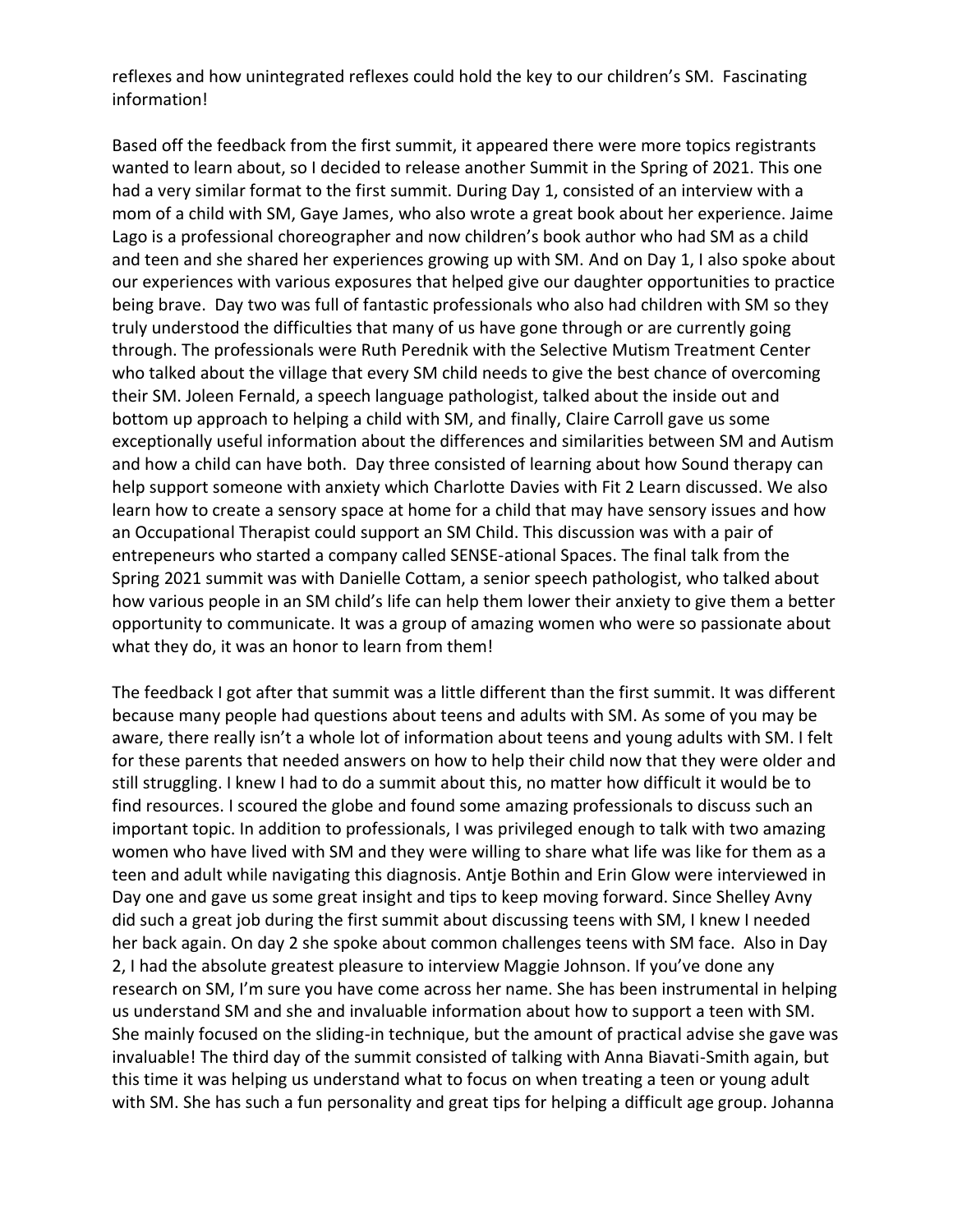reflexes and how unintegrated reflexes could hold the key to our children's SM. Fascinating information!

Based off the feedback from the first summit, it appeared there were more topics registrants wanted to learn about, so I decided to release another Summit in the Spring of 2021. This one had a very similar format to the first summit. During Day 1, consisted of an interview with a mom of a child with SM, Gaye James, who also wrote a great book about her experience. Jaime Lago is a professional choreographer and now children's book author who had SM as a child and teen and she shared her experiences growing up with SM. And on Day 1, I also spoke about our experiences with various exposures that helped give our daughter opportunities to practice being brave. Day two was full of fantastic professionals who also had children with SM so they truly understood the difficulties that many of us have gone through or are currently going through. The professionals were Ruth Perednik with the Selective Mutism Treatment Center who talked about the village that every SM child needs to give the best chance of overcoming their SM. Joleen Fernald, a speech language pathologist, talked about the inside out and bottom up approach to helping a child with SM, and finally, Claire Carroll gave us some exceptionally useful information about the differences and similarities between SM and Autism and how a child can have both. Day three consisted of learning about how Sound therapy can help support someone with anxiety which Charlotte Davies with Fit 2 Learn discussed. We also learn how to create a sensory space at home for a child that may have sensory issues and how an Occupational Therapist could support an SM Child. This discussion was with a pair of entrepeneurs who started a company called SENSE-ational Spaces. The final talk from the Spring 2021 summit was with Danielle Cottam, a senior speech pathologist, who talked about how various people in an SM child's life can help them lower their anxiety to give them a better opportunity to communicate. It was a group of amazing women who were so passionate about what they do, it was an honor to learn from them!

The feedback I got after that summit was a little different than the first summit. It was different because many people had questions about teens and adults with SM. As some of you may be aware, there really isn't a whole lot of information about teens and young adults with SM. I felt for these parents that needed answers on how to help their child now that they were older and still struggling. I knew I had to do a summit about this, no matter how difficult it would be to find resources. I scoured the globe and found some amazing professionals to discuss such an important topic. In addition to professionals, I was privileged enough to talk with two amazing women who have lived with SM and they were willing to share what life was like for them as a teen and adult while navigating this diagnosis. Antje Bothin and Erin Glow were interviewed in Day one and gave us some great insight and tips to keep moving forward. Since Shelley Avny did such a great job during the first summit about discussing teens with SM, I knew I needed her back again. On day 2 she spoke about common challenges teens with SM face. Also in Day 2, I had the absolute greatest pleasure to interview Maggie Johnson. If you've done any research on SM, I'm sure you have come across her name. She has been instrumental in helping us understand SM and she and invaluable information about how to support a teen with SM. She mainly focused on the sliding-in technique, but the amount of practical advise she gave was invaluable! The third day of the summit consisted of talking with Anna Biavati-Smith again, but this time it was helping us understand what to focus on when treating a teen or young adult with SM. She has such a fun personality and great tips for helping a difficult age group. Johanna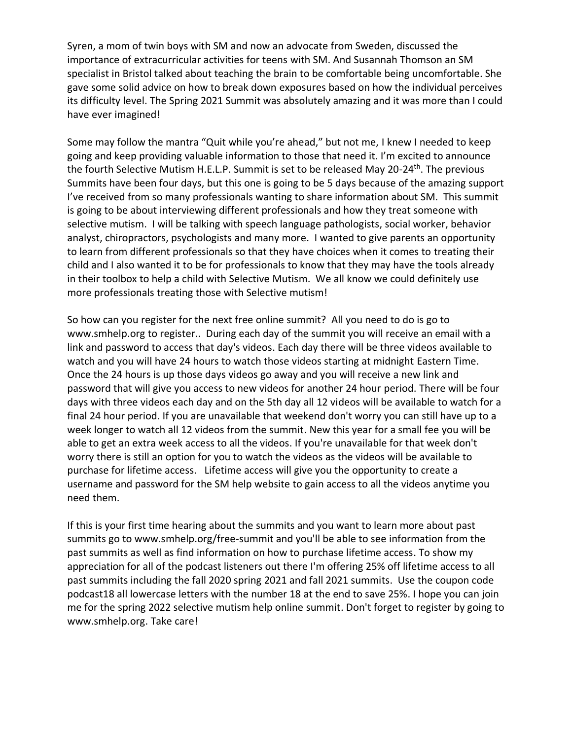Syren, a mom of twin boys with SM and now an advocate from Sweden, discussed the importance of extracurricular activities for teens with SM. And Susannah Thomson an SM specialist in Bristol talked about teaching the brain to be comfortable being uncomfortable. She gave some solid advice on how to break down exposures based on how the individual perceives its difficulty level. The Spring 2021 Summit was absolutely amazing and it was more than I could have ever imagined!

Some may follow the mantra "Quit while you're ahead," but not me, I knew I needed to keep going and keep providing valuable information to those that need it. I'm excited to announce the fourth Selective Mutism H.E.L.P. Summit is set to be released May 20-24th. The previous Summits have been four days, but this one is going to be 5 days because of the amazing support I've received from so many professionals wanting to share information about SM. This summit is going to be about interviewing different professionals and how they treat someone with selective mutism. I will be talking with speech language pathologists, social worker, behavior analyst, chiropractors, psychologists and many more. I wanted to give parents an opportunity to learn from different professionals so that they have choices when it comes to treating their child and I also wanted it to be for professionals to know that they may have the tools already in their toolbox to help a child with Selective Mutism. We all know we could definitely use more professionals treating those with Selective mutism!

So how can you register for the next free online summit? All you need to do is go to www.smhelp.org to register.. During each day of the summit you will receive an email with a link and password to access that day's videos. Each day there will be three videos available to watch and you will have 24 hours to watch those videos starting at midnight Eastern Time. Once the 24 hours is up those days videos go away and you will receive a new link and password that will give you access to new videos for another 24 hour period. There will be four days with three videos each day and on the 5th day all 12 videos will be available to watch for a final 24 hour period. If you are unavailable that weekend don't worry you can still have up to a week longer to watch all 12 videos from the summit. New this year for a small fee you will be able to get an extra week access to all the videos. If you're unavailable for that week don't worry there is still an option for you to watch the videos as the videos will be available to purchase for lifetime access. Lifetime access will give you the opportunity to create a username and password for the SM help website to gain access to all the videos anytime you need them.

If this is your first time hearing about the summits and you want to learn more about past summits go to www.smhelp.org/free-summit and you'll be able to see information from the past summits as well as find information on how to purchase lifetime access. To show my appreciation for all of the podcast listeners out there I'm offering 25% off lifetime access to all past summits including the fall 2020 spring 2021 and fall 2021 summits. Use the coupon code podcast18 all lowercase letters with the number 18 at the end to save 25%. I hope you can join me for the spring 2022 selective mutism help online summit. Don't forget to register by going to www.smhelp.org. Take care!